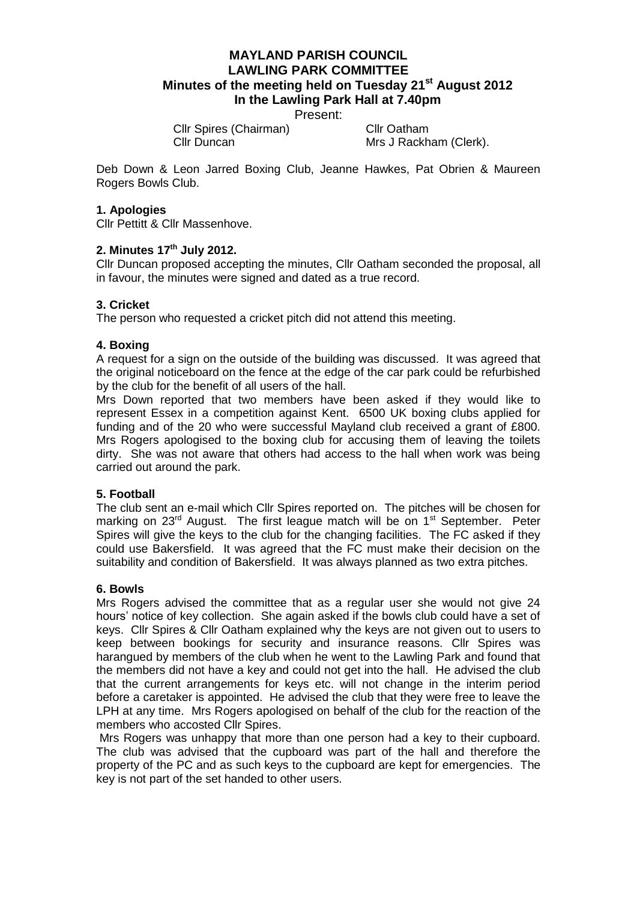# MAYLAND PARISH COUNCIL
# LAWLING PARK COMMITTEE
## Minutes of the meeting held on Tuesday 21st August 2012
## In the Lawling Park Hall at 7.40pm

Present:

| | |
|---|---|
| Cllr Spires (Chairman) | Cllr Oatham |
| Cllr Duncan | Mrs J Rackham (Clerk). |

Deb Down & Leon Jarred Boxing Club, Jeanne Hawkes, Pat Obrien & Maureen Rogers Bowls Club.

### 1. Apologies

Cllr Pettitt & Cllr Massenhove.

### 2. Minutes 17th July 2012.

Cllr Duncan proposed accepting the minutes, Cllr Oatham seconded the proposal, all in favour, the minutes were signed and dated as a true record.

### 3. Cricket

The person who requested a cricket pitch did not attend this meeting.

### 4. Boxing

A request for a sign on the outside of the building was discussed. It was agreed that the original noticeboard on the fence at the edge of the car park could be refurbished by the club for the benefit of all users of the hall.

Mrs Down reported that two members have been asked if they would like to represent Essex in a competition against Kent. 6500 UK boxing clubs applied for funding and of the 20 who were successful Mayland club received a grant of £800. Mrs Rogers apologised to the boxing club for accusing them of leaving the toilets dirty. She was not aware that others had access to the hall when work was being carried out around the park.

### 5. Football

The club sent an e-mail which Cllr Spires reported on. The pitches will be chosen for marking on 23rd August. The first league match will be on 1st September. Peter Spires will give the keys to the club for the changing facilities. The FC asked if they could use Bakersfield. It was agreed that the FC must make their decision on the suitability and condition of Bakersfield. It was always planned as two extra pitches.

### 6. Bowls

Mrs Rogers advised the committee that as a regular user she would not give 24 hours' notice of key collection. She again asked if the bowls club could have a set of keys. Cllr Spires & Cllr Oatham explained why the keys are not given out to users to keep between bookings for security and insurance reasons. Cllr Spires was harangued by members of the club when he went to the Lawling Park and found that the members did not have a key and could not get into the hall. He advised the club that the current arrangements for keys etc. will not change in the interim period before a caretaker is appointed. He advised the club that they were free to leave the LPH at any time. Mrs Rogers apologised on behalf of the club for the reaction of the members who accosted Cllr Spires.

Mrs Rogers was unhappy that more than one person had a key to their cupboard. The club was advised that the cupboard was part of the hall and therefore the property of the PC and as such keys to the cupboard are kept for emergencies. The key is not part of the set handed to other users.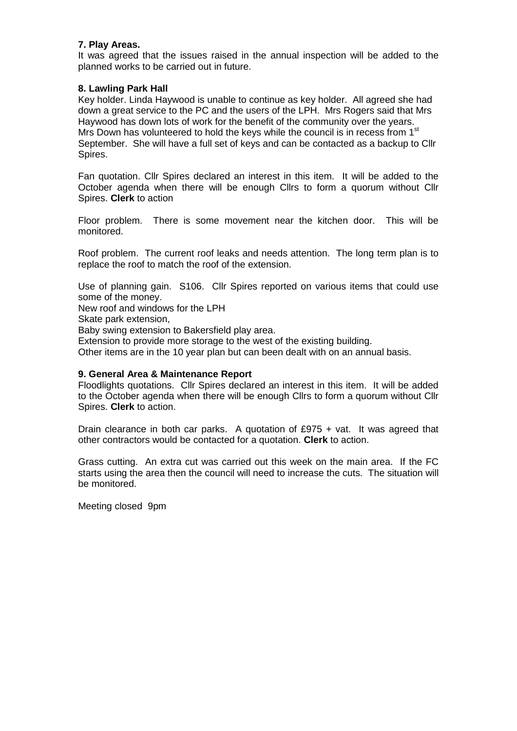**7. Play Areas.**

It was agreed that the issues raised in the annual inspection will be added to the planned works to be carried out in future.

**8. Lawling Park Hall**

Key holder. Linda Haywood is unable to continue as key holder. All agreed she had down a great service to the PC and the users of the LPH. Mrs Rogers said that Mrs Haywood has down lots of work for the benefit of the community over the years. Mrs Down has volunteered to hold the keys while the council is in recess from 1st September. She will have a full set of keys and can be contacted as a backup to Cllr Spires.

Fan quotation. Cllr Spires declared an interest in this item. It will be added to the October agenda when there will be enough Cllrs to form a quorum without Cllr Spires. **Clerk** to action

Floor problem. There is some movement near the kitchen door. This will be monitored.

Roof problem. The current roof leaks and needs attention. The long term plan is to replace the roof to match the roof of the extension.

Use of planning gain. S106. Cllr Spires reported on various items that could use some of the money.

New roof and windows for the LPH

Skate park extension,

Baby swing extension to Bakersfield play area.

Extension to provide more storage to the west of the existing building.

Other items are in the 10 year plan but can been dealt with on an annual basis.

**9. General Area & Maintenance Report**

Floodlights quotations. Cllr Spires declared an interest in this item. It will be added to the October agenda when there will be enough Cllrs to form a quorum without Cllr Spires. **Clerk** to action.

Drain clearance in both car parks. A quotation of £975 + vat. It was agreed that other contractors would be contacted for a quotation. **Clerk** to action.

Grass cutting. An extra cut was carried out this week on the main area. If the FC starts using the area then the council will need to increase the cuts. The situation will be monitored.

Meeting closed 9pm